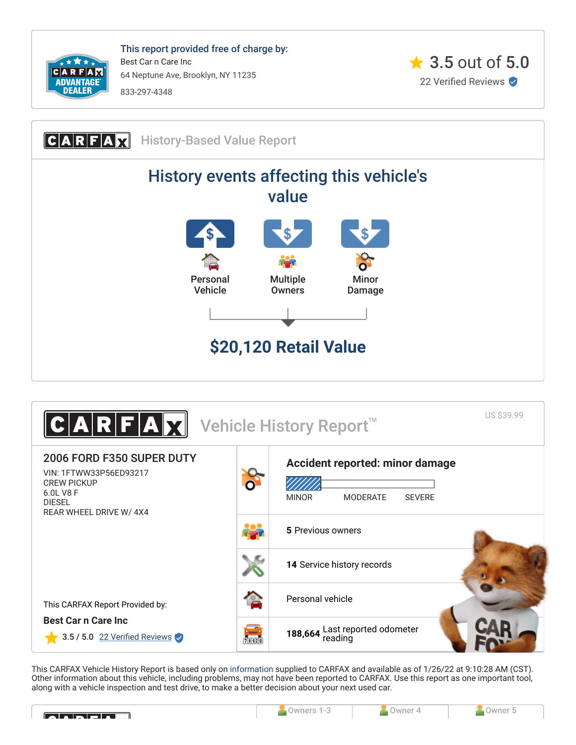**This report provided free of charge by:**

Best Car n Care Inc

64 Neptune Ave, Brooklyn, NY 11235

833-297-4348

3.5 out of 5.0

22 Verified Reviews

## CARFAX History-Based Value Report

## History events affecting this vehicle's value

- Personal Vehicle
- Multiple Owners
- Minor Damage

## $20,120 Retail Value

## CARFAX Vehicle History Report™

US $39.99

### 2006 FORD F350 SUPER DUTY

VIN: 1FTWW33P56ED93217
CREW PICKUP
6.0L V8 F
DIESEL
REAR WHEEL DRIVE W/ 4X4

**Accident reported: minor damage**

MINOR MODERATE SEVERE

**5** Previous owners

**14** Service history records

Personal vehicle

**188,664** Last reported odometer reading

This CARFAX Report Provided by:

**Best Car n Care Inc**

3.5 / 5.0 22 Verified Reviews

This CARFAX Vehicle History Report is based only on information supplied to CARFAX and available as of 1/26/22 at 9:10:28 AM (CST). Other information about this vehicle, including problems, may not have been reported to CARFAX. Use this report as one important tool, along with a vehicle inspection and test drive, to make a better decision about your next used car.

| | Owners 1-3 | Owner 4 | Owner 5 |
|---|---|---|---|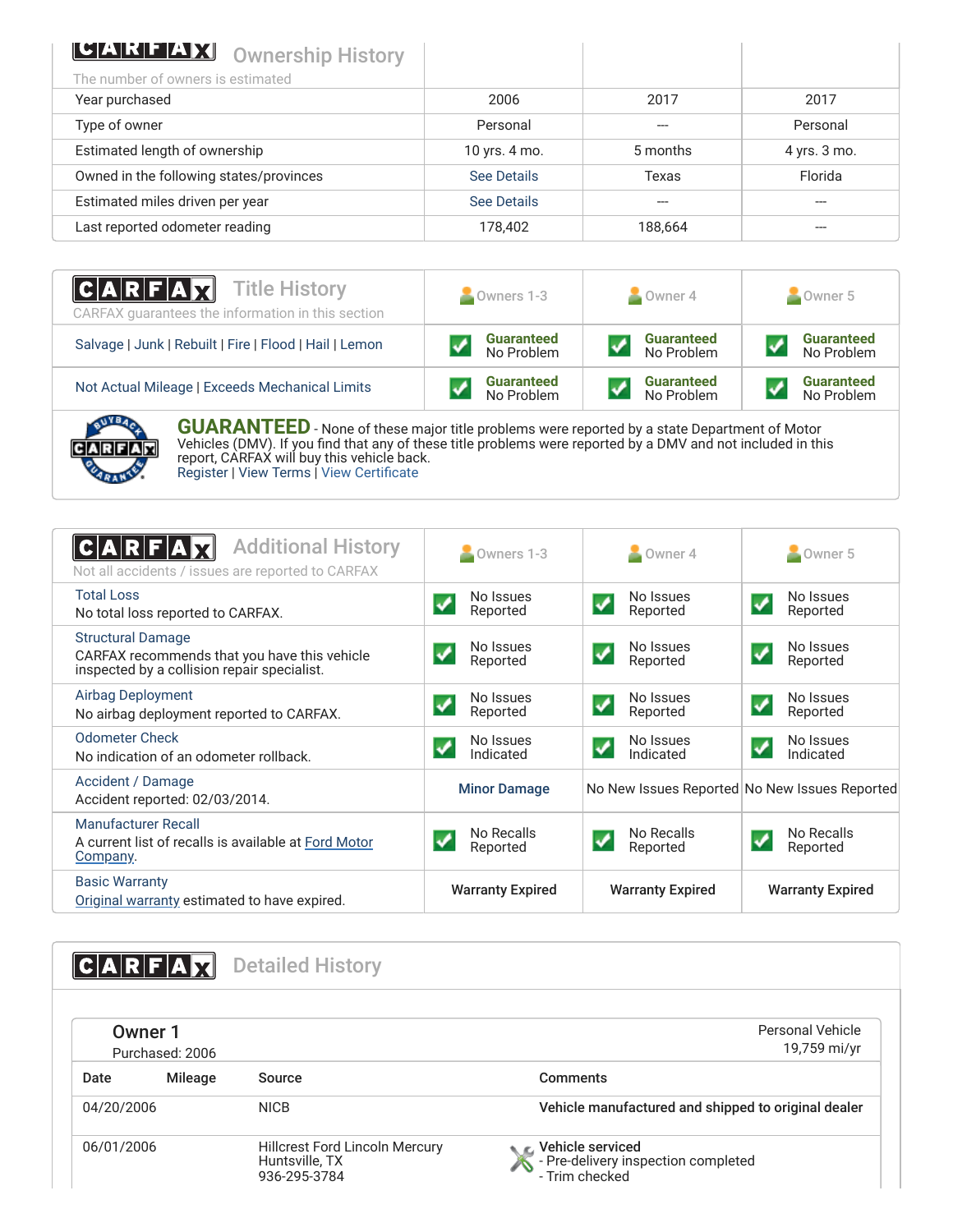## CARFAX Ownership History

The number of owners is estimated

| | | | |
|---|---|---|---|
| Year purchased | 2006 | 2017 | 2017 |
| Type of owner | Personal | --- | Personal |
| Estimated length of ownership | 10 yrs. 4 mo. | 5 months | 4 yrs. 3 mo. |
| Owned in the following states/provinces | See Details | Texas | Florida |
| Estimated miles driven per year | See Details | --- | --- |
| Last reported odometer reading | 178,402 | 188,664 | --- |

## CARFAX Title History

CARFAX guarantees the information in this section

| | Owners 1-3 | Owner 4 | Owner 5 |
|---|---|---|---|
| Salvage \| Junk \| Rebuilt \| Fire \| Flood \| Hail \| Lemon | Guaranteed No Problem | Guaranteed No Problem | Guaranteed No Problem |
| Not Actual Mileage \| Exceeds Mechanical Limits | Guaranteed No Problem | Guaranteed No Problem | Guaranteed No Problem |

**GUARANTEED** - None of these major title problems were reported by a state Department of Motor Vehicles (DMV). If you find that any of these title problems were reported by a DMV and not included in this report, CARFAX will buy this vehicle back.
Register | View Terms | View Certificate

## CARFAX Additional History

Not all accidents / issues are reported to CARFAX

| | Owners 1-3 | Owner 4 | Owner 5 |
|---|---|---|---|
| Total Loss<br>No total loss reported to CARFAX. | No Issues Reported | No Issues Reported | No Issues Reported |
| Structural Damage<br>CARFAX recommends that you have this vehicle inspected by a collision repair specialist. | No Issues Reported | No Issues Reported | No Issues Reported |
| Airbag Deployment<br>No airbag deployment reported to CARFAX. | No Issues Reported | No Issues Reported | No Issues Reported |
| Odometer Check<br>No indication of an odometer rollback. | No Issues Indicated | No Issues Indicated | No Issues Indicated |
| Accident / Damage<br>Accident reported: 02/03/2014. | Minor Damage | No New Issues Reported | No New Issues Reported |
| Manufacturer Recall<br>A current list of recalls is available at Ford Motor Company. | No Recalls Reported | No Recalls Reported | No Recalls Reported |
| Basic Warranty<br>Original warranty estimated to have expired. | Warranty Expired | Warranty Expired | Warranty Expired |

## CARFAX Detailed History

### Owner 1

Purchased: 2006

Personal Vehicle
19,759 mi/yr

| Date | Mileage | Source | Comments |
|---|---|---|---|
| 04/20/2006 | | NICB | **Vehicle manufactured and shipped to original dealer** |
| 06/01/2006 | | Hillcrest Ford Lincoln Mercury<br>Huntsville, TX<br>936-295-3784 | **Vehicle serviced**<br>- Pre-delivery inspection completed<br>- Trim checked |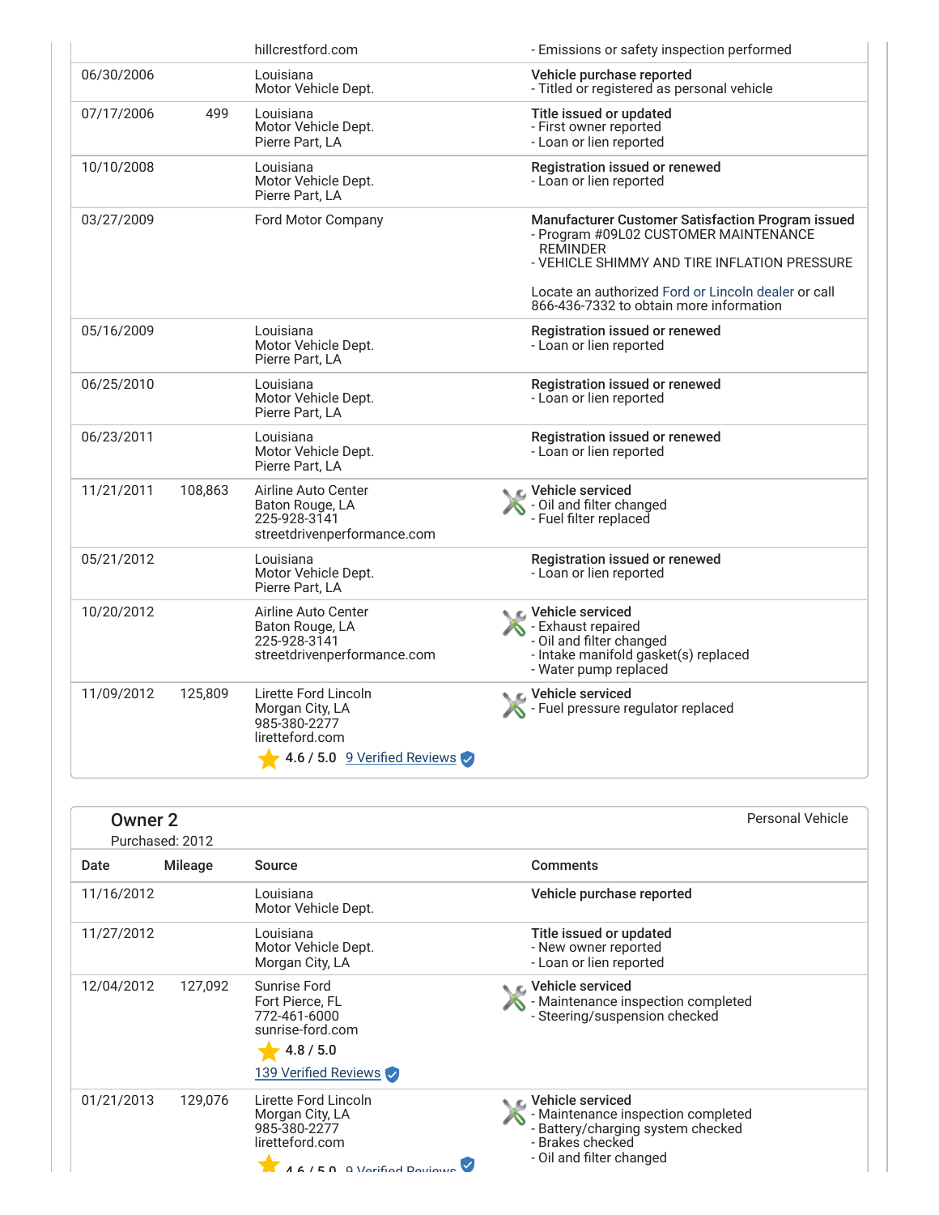| Date | Mileage | Source | Comments |
|---|---|---|---|
| | | hillcrestford.com | - Emissions or safety inspection performed |
| 06/30/2006 | | Louisiana<br>Motor Vehicle Dept. | **Vehicle purchase reported**<br>- Titled or registered as personal vehicle |
| 07/17/2006 | 499 | Louisiana<br>Motor Vehicle Dept.<br>Pierre Part, LA | **Title issued or updated**<br>- First owner reported<br>- Loan or lien reported |
| 10/10/2008 | | Louisiana<br>Motor Vehicle Dept.<br>Pierre Part, LA | **Registration issued or renewed**<br>- Loan or lien reported |
| 03/27/2009 | | Ford Motor Company | **Manufacturer Customer Satisfaction Program issued**<br>- Program #09L02 CUSTOMER MAINTENANCE REMINDER<br>- VEHICLE SHIMMY AND TIRE INFLATION PRESSURE<br><br>Locate an authorized Ford or Lincoln dealer or call 866-436-7332 to obtain more information |
| 05/16/2009 | | Louisiana<br>Motor Vehicle Dept.<br>Pierre Part, LA | **Registration issued or renewed**<br>- Loan or lien reported |
| 06/25/2010 | | Louisiana<br>Motor Vehicle Dept.<br>Pierre Part, LA | **Registration issued or renewed**<br>- Loan or lien reported |
| 06/23/2011 | | Louisiana<br>Motor Vehicle Dept.<br>Pierre Part, LA | **Registration issued or renewed**<br>- Loan or lien reported |
| 11/21/2011 | 108,863 | Airline Auto Center<br>Baton Rouge, LA<br>225-928-3141<br>streetdrivenperformance.com | **Vehicle serviced**<br>- Oil and filter changed<br>- Fuel filter replaced |
| 05/21/2012 | | Louisiana<br>Motor Vehicle Dept.<br>Pierre Part, LA | **Registration issued or renewed**<br>- Loan or lien reported |
| 10/20/2012 | | Airline Auto Center<br>Baton Rouge, LA<br>225-928-3141<br>streetdrivenperformance.com | **Vehicle serviced**<br>- Exhaust repaired<br>- Oil and filter changed<br>- Intake manifold gasket(s) replaced<br>- Water pump replaced |
| 11/09/2012 | 125,809 | Lirette Ford Lincoln<br>Morgan City, LA<br>985-380-2277<br>lirettefordcom<br>4.6 / 5.0 9 Verified Reviews | **Vehicle serviced**<br>- Fuel pressure regulator replaced |

## Owner 2

Purchased: 2012

Personal Vehicle

| Date | Mileage | Source | Comments |
|---|---|---|---|
| 11/16/2012 | | Louisiana<br>Motor Vehicle Dept. | **Vehicle purchase reported** |
| 11/27/2012 | | Louisiana<br>Motor Vehicle Dept.<br>Morgan City, LA | **Title issued or updated**<br>- New owner reported<br>- Loan or lien reported |
| 12/04/2012 | 127,092 | Sunrise Ford<br>Fort Pierce, FL<br>772-461-6000<br>sunrise-ford.com<br>4.8 / 5.0<br>139 Verified Reviews | **Vehicle serviced**<br>- Maintenance inspection completed<br>- Steering/suspension checked |
| 01/21/2013 | 129,076 | Lirette Ford Lincoln<br>Morgan City, LA<br>985-380-2277<br>lirettefordcom<br>4.6 / 5.0 9 Verified Reviews | **Vehicle serviced**<br>- Maintenance inspection completed<br>- Battery/charging system checked<br>- Brakes checked<br>- Oil and filter changed |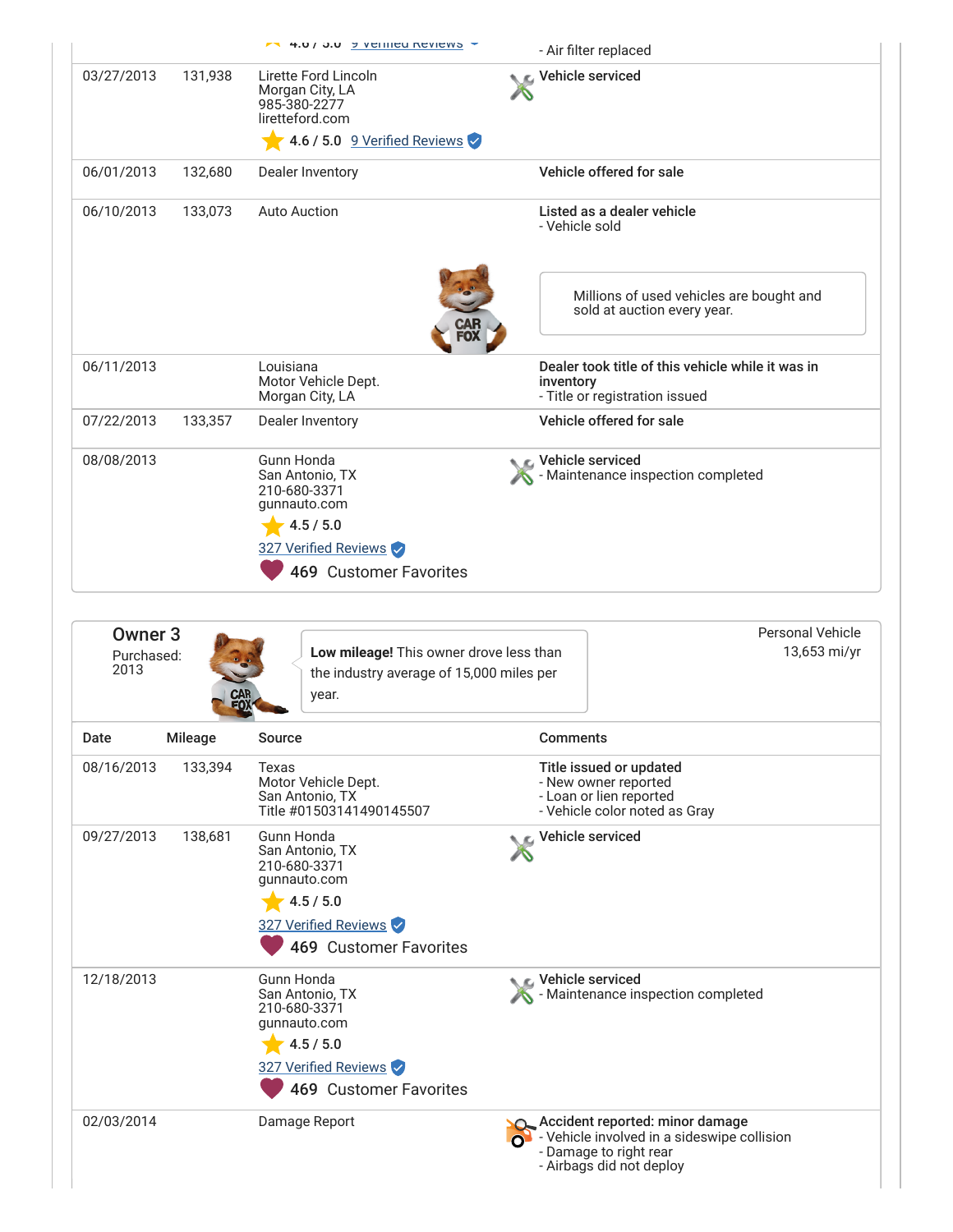| Date | Mileage | Source | Comments |
|---|---|---|---|
| | | 4.6 / 5.0 9 Verified Reviews | - Air filter replaced |
| 03/27/2013 | 131,938 | Lirette Ford Lincoln<br>Morgan City, LA<br>985-380-2277<br>liretteford.com<br>4.6 / 5.0 9 Verified Reviews | **Vehicle serviced** |
| 06/01/2013 | 132,680 | Dealer Inventory | **Vehicle offered for sale** |
| 06/10/2013 | 133,073 | Auto Auction | **Listed as a dealer vehicle**<br>- Vehicle sold<br><br>Millions of used vehicles are bought and sold at auction every year. |
| 06/11/2013 | | Louisiana<br>Motor Vehicle Dept.<br>Morgan City, LA | **Dealer took title of this vehicle while it was in inventory**<br>- Title or registration issued |
| 07/22/2013 | 133,357 | Dealer Inventory | **Vehicle offered for sale** |
| 08/08/2013 | | Gunn Honda<br>San Antonio, TX<br>210-680-3371<br>gunnauto.com<br>4.5 / 5.0<br>327 Verified Reviews<br>469 Customer Favorites | **Vehicle serviced**<br>- Maintenance inspection completed |

## Owner 3

Purchased: 2013

**Low mileage!** This owner drove less than the industry average of 15,000 miles per year.

Personal Vehicle
13,653 mi/yr

| Date | Mileage | Source | Comments |
|---|---|---|---|
| 08/16/2013 | 133,394 | Texas<br>Motor Vehicle Dept.<br>San Antonio, TX<br>Title #01503141490145507 | **Title issued or updated**<br>- New owner reported<br>- Loan or lien reported<br>- Vehicle color noted as Gray |
| 09/27/2013 | 138,681 | Gunn Honda<br>San Antonio, TX<br>210-680-3371<br>gunnauto.com<br>4.5 / 5.0<br>327 Verified Reviews<br>469 Customer Favorites | **Vehicle serviced** |
| 12/18/2013 | | Gunn Honda<br>San Antonio, TX<br>210-680-3371<br>gunnauto.com<br>4.5 / 5.0<br>327 Verified Reviews<br>469 Customer Favorites | **Vehicle serviced**<br>- Maintenance inspection completed |
| 02/03/2014 | | Damage Report | **Accident reported: minor damage**<br>- Vehicle involved in a sideswipe collision<br>- Damage to right rear<br>- Airbags did not deploy |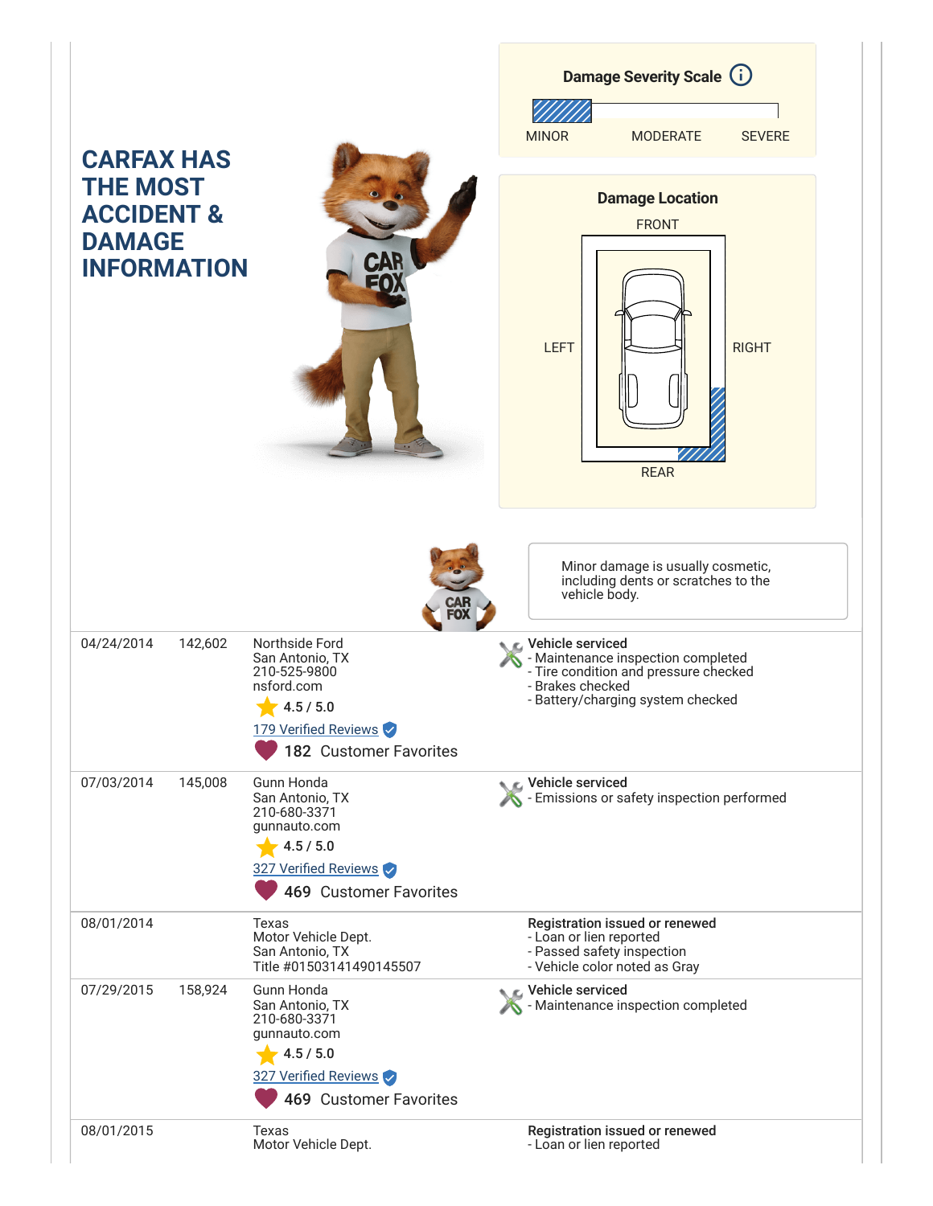## CARFAX HAS THE MOST ACCIDENT & DAMAGE INFORMATION

**Damage Severity Scale**

MINOR | MODERATE | SEVERE

**Damage Location**

FRONT

LEFT | RIGHT

REAR

Minor damage is usually cosmetic, including dents or scratches to the vehicle body.

| Date | Mileage | Source | Comments |
|---|---|---|---|
| 04/24/2014 | 142,602 | Northside Ford<br>San Antonio, TX<br>210-525-9800<br>nsford.com<br>4.5 / 5.0<br>179 Verified Reviews<br>182 Customer Favorites | **Vehicle serviced**<br>- Maintenance inspection completed<br>- Tire condition and pressure checked<br>- Brakes checked<br>- Battery/charging system checked |
| 07/03/2014 | 145,008 | Gunn Honda<br>San Antonio, TX<br>210-680-3371<br>gunnauto.com<br>4.5 / 5.0<br>327 Verified Reviews<br>469 Customer Favorites | **Vehicle serviced**<br>- Emissions or safety inspection performed |
| 08/01/2014 | | Texas<br>Motor Vehicle Dept.<br>San Antonio, TX<br>Title #01503141490145507 | **Registration issued or renewed**<br>- Loan or lien reported<br>- Passed safety inspection<br>- Vehicle color noted as Gray |
| 07/29/2015 | 158,924 | Gunn Honda<br>San Antonio, TX<br>210-680-3371<br>gunnauto.com<br>4.5 / 5.0<br>327 Verified Reviews<br>469 Customer Favorites | **Vehicle serviced**<br>- Maintenance inspection completed |
| 08/01/2015 | | Texas<br>Motor Vehicle Dept. | **Registration issued or renewed**<br>- Loan or lien reported |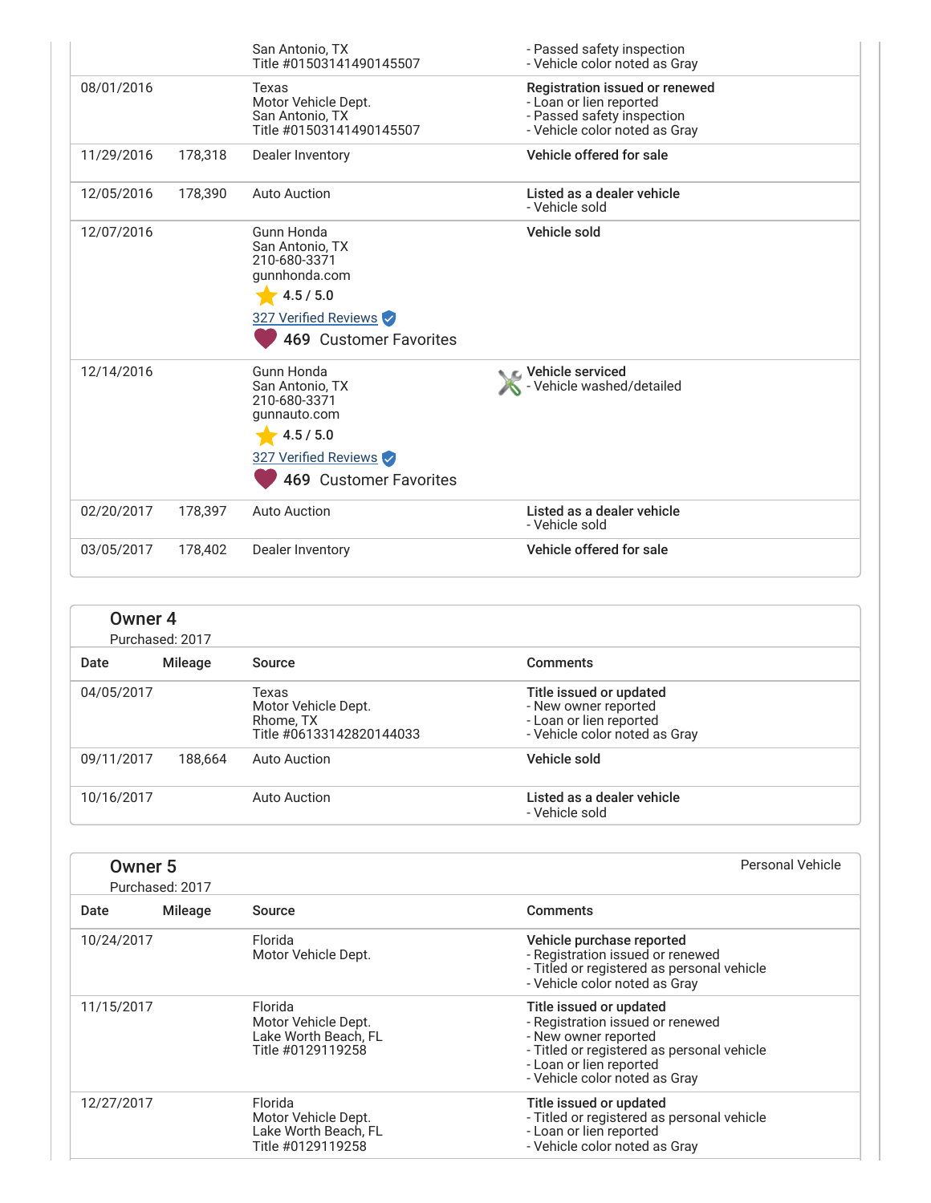| Date | Mileage | Source | Comments |
|---|---|---|---|
| | | San Antonio, TX<br>Title #01503141490145507 | - Passed safety inspection<br>- Vehicle color noted as Gray |
| 08/01/2016 | | Texas<br>Motor Vehicle Dept.<br>San Antonio, TX<br>Title #01503141490145507 | **Registration issued or renewed**<br>- Loan or lien reported<br>- Passed safety inspection<br>- Vehicle color noted as Gray |
| 11/29/2016 | 178,318 | Dealer Inventory | **Vehicle offered for sale** |
| 12/05/2016 | 178,390 | Auto Auction | **Listed as a dealer vehicle**<br>- Vehicle sold |
| 12/07/2016 | | Gunn Honda<br>San Antonio, TX<br>210-680-3371<br>gunnhonda.com<br>4.5 / 5.0<br>327 Verified Reviews<br>469 Customer Favorites | **Vehicle sold** |
| 12/14/2016 | | Gunn Honda<br>San Antonio, TX<br>210-680-3371<br>gunnauto.com<br>4.5 / 5.0<br>327 Verified Reviews<br>469 Customer Favorites | **Vehicle serviced**<br>- Vehicle washed/detailed |
| 02/20/2017 | 178,397 | Auto Auction | **Listed as a dealer vehicle**<br>- Vehicle sold |
| 03/05/2017 | 178,402 | Dealer Inventory | **Vehicle offered for sale** |

## Owner 4

Purchased: 2017

| Date | Mileage | Source | Comments |
|---|---|---|---|
| 04/05/2017 | | Texas<br>Motor Vehicle Dept.<br>Rhome, TX<br>Title #06133142820144033 | **Title issued or updated**<br>- New owner reported<br>- Loan or lien reported<br>- Vehicle color noted as Gray |
| 09/11/2017 | 188,664 | Auto Auction | **Vehicle sold** |
| 10/16/2017 | | Auto Auction | **Listed as a dealer vehicle**<br>- Vehicle sold |

## Owner 5

Purchased: 2017

Personal Vehicle

| Date | Mileage | Source | Comments |
|---|---|---|---|
| 10/24/2017 | | Florida<br>Motor Vehicle Dept. | **Vehicle purchase reported**<br>- Registration issued or renewed<br>- Titled or registered as personal vehicle<br>- Vehicle color noted as Gray |
| 11/15/2017 | | Florida<br>Motor Vehicle Dept.<br>Lake Worth Beach, FL<br>Title #0129119258 | **Title issued or updated**<br>- Registration issued or renewed<br>- New owner reported<br>- Titled or registered as personal vehicle<br>- Loan or lien reported<br>- Vehicle color noted as Gray |
| 12/27/2017 | | Florida<br>Motor Vehicle Dept.<br>Lake Worth Beach, FL<br>Title #0129119258 | **Title issued or updated**<br>- Titled or registered as personal vehicle<br>- Loan or lien reported<br>- Vehicle color noted as Gray |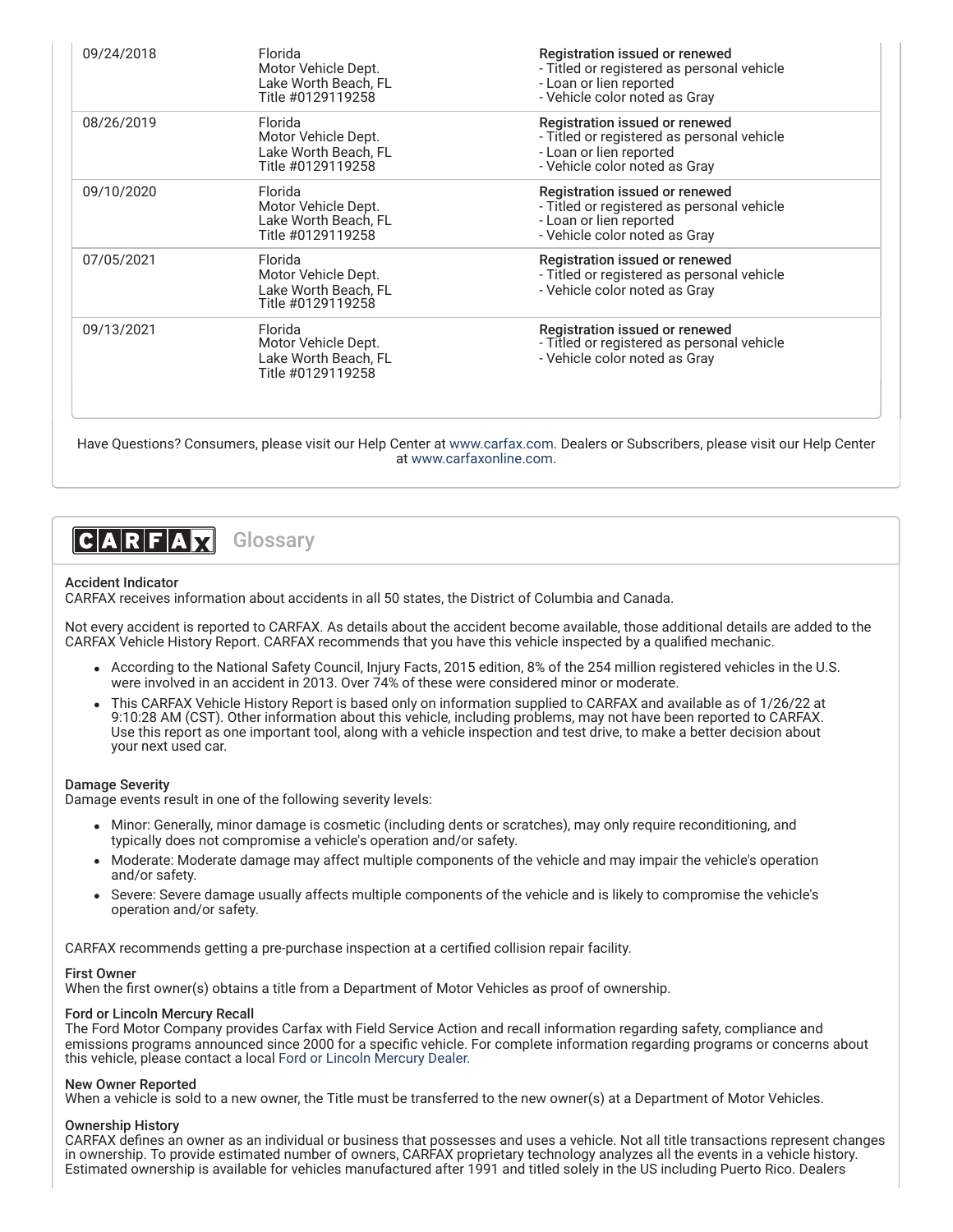| | | |
|---|---|---|
| 09/24/2018 | Florida<br>Motor Vehicle Dept.<br>Lake Worth Beach, FL<br>Title #0129119258 | **Registration issued or renewed**<br>- Titled or registered as personal vehicle<br>- Loan or lien reported<br>- Vehicle color noted as Gray |
| 08/26/2019 | Florida<br>Motor Vehicle Dept.<br>Lake Worth Beach, FL<br>Title #0129119258 | **Registration issued or renewed**<br>- Titled or registered as personal vehicle<br>- Loan or lien reported<br>- Vehicle color noted as Gray |
| 09/10/2020 | Florida<br>Motor Vehicle Dept.<br>Lake Worth Beach, FL<br>Title #0129119258 | **Registration issued or renewed**<br>- Titled or registered as personal vehicle<br>- Loan or lien reported<br>- Vehicle color noted as Gray |
| 07/05/2021 | Florida<br>Motor Vehicle Dept.<br>Lake Worth Beach, FL<br>Title #0129119258 | **Registration issued or renewed**<br>- Titled or registered as personal vehicle<br>- Vehicle color noted as Gray |
| 09/13/2021 | Florida<br>Motor Vehicle Dept.<br>Lake Worth Beach, FL<br>Title #0129119258 | **Registration issued or renewed**<br>- Titled or registered as personal vehicle<br>- Vehicle color noted as Gray |

Have Questions? Consumers, please visit our Help Center at www.carfax.com. Dealers or Subscribers, please visit our Help Center at www.carfaxonline.com.

## CARFAX Glossary

**Accident Indicator**
CARFAX receives information about accidents in all 50 states, the District of Columbia and Canada.

Not every accident is reported to CARFAX. As details about the accident become available, those additional details are added to the CARFAX Vehicle History Report. CARFAX recommends that you have this vehicle inspected by a qualified mechanic.

- According to the National Safety Council, Injury Facts, 2015 edition, 8% of the 254 million registered vehicles in the U.S. were involved in an accident in 2013. Over 74% of these were considered minor or moderate.
- This CARFAX Vehicle History Report is based only on information supplied to CARFAX and available as of 1/26/22 at 9:10:28 AM (CST). Other information about this vehicle, including problems, may not have been reported to CARFAX. Use this report as one important tool, along with a vehicle inspection and test drive, to make a better decision about your next used car.

**Damage Severity**
Damage events result in one of the following severity levels:

- Minor: Generally, minor damage is cosmetic (including dents or scratches), may only require reconditioning, and typically does not compromise a vehicle's operation and/or safety.
- Moderate: Moderate damage may affect multiple components of the vehicle and may impair the vehicle's operation and/or safety.
- Severe: Severe damage usually affects multiple components of the vehicle and is likely to compromise the vehicle's operation and/or safety.

CARFAX recommends getting a pre-purchase inspection at a certified collision repair facility.

**First Owner**
When the first owner(s) obtains a title from a Department of Motor Vehicles as proof of ownership.

**Ford or Lincoln Mercury Recall**
The Ford Motor Company provides Carfax with Field Service Action and recall information regarding safety, compliance and emissions programs announced since 2000 for a specific vehicle. For complete information regarding programs or concerns about this vehicle, please contact a local Ford or Lincoln Mercury Dealer.

**New Owner Reported**
When a vehicle is sold to a new owner, the Title must be transferred to the new owner(s) at a Department of Motor Vehicles.

**Ownership History**
CARFAX defines an owner as an individual or business that possesses and uses a vehicle. Not all title transactions represent changes in ownership. To provide estimated number of owners, CARFAX proprietary technology analyzes all the events in a vehicle history. Estimated ownership is available for vehicles manufactured after 1991 and titled solely in the US including Puerto Rico. Dealers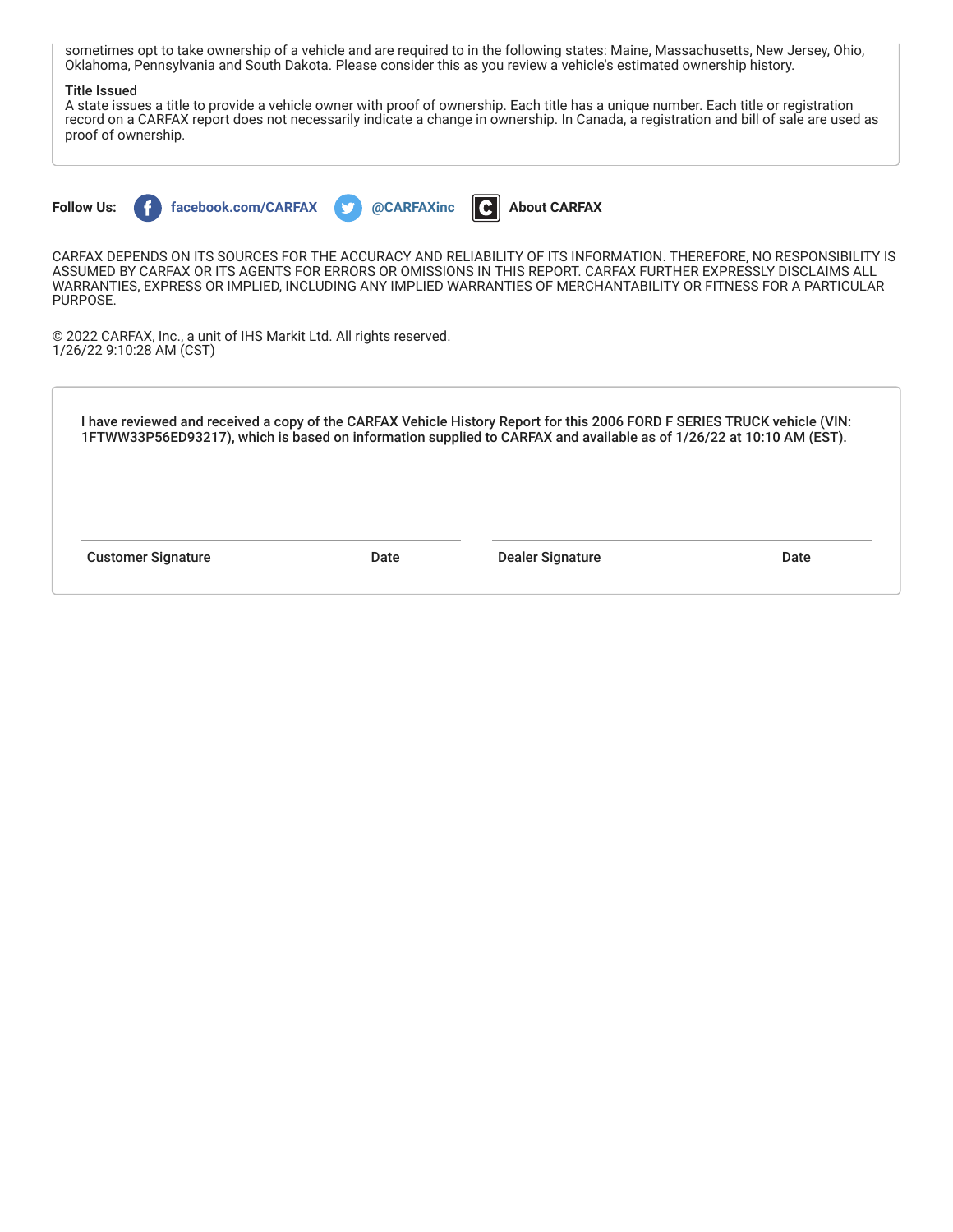sometimes opt to take ownership of a vehicle and are required to in the following states: Maine, Massachusetts, New Jersey, Ohio, Oklahoma, Pennsylvania and South Dakota. Please consider this as you review a vehicle's estimated ownership history.

**Title Issued**

A state issues a title to provide a vehicle owner with proof of ownership. Each title has a unique number. Each title or registration record on a CARFAX report does not necessarily indicate a change in ownership. In Canada, a registration and bill of sale are used as proof of ownership.

**Follow Us:** facebook.com/CARFAX @CARFAXinc About CARFAX

CARFAX DEPENDS ON ITS SOURCES FOR THE ACCURACY AND RELIABILITY OF ITS INFORMATION. THEREFORE, NO RESPONSIBILITY IS ASSUMED BY CARFAX OR ITS AGENTS FOR ERRORS OR OMISSIONS IN THIS REPORT. CARFAX FURTHER EXPRESSLY DISCLAIMS ALL WARRANTIES, EXPRESS OR IMPLIED, INCLUDING ANY IMPLIED WARRANTIES OF MERCHANTABILITY OR FITNESS FOR A PARTICULAR PURPOSE.

© 2022 CARFAX, Inc., a unit of IHS Markit Ltd. All rights reserved.
1/26/22 9:10:28 AM (CST)

**I have reviewed and received a copy of the CARFAX Vehicle History Report for this 2006 FORD F SERIES TRUCK vehicle (VIN: 1FTWW33P56ED93217), which is based on information supplied to CARFAX and available as of 1/26/22 at 10:10 AM (EST).**

| | | | |
|---|---|---|---|
| Customer Signature | Date | Dealer Signature | Date |